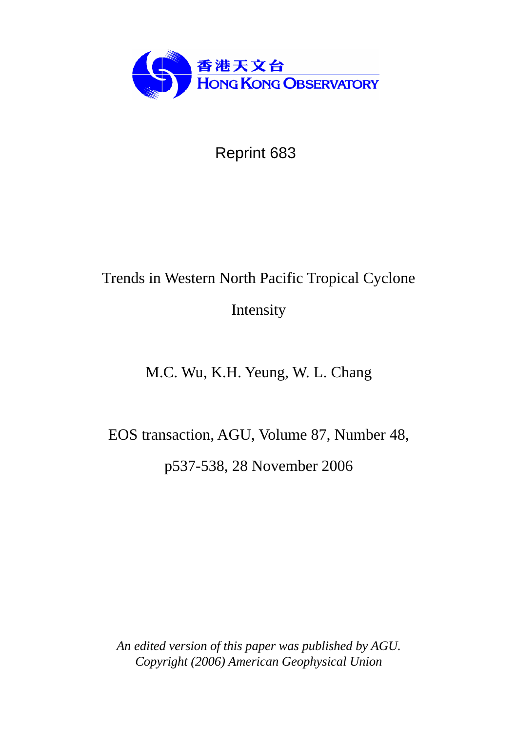香港天文台
HONG KONG OBSERVATORY

Reprint 683

# Trends in Western North Pacific Tropical Cyclone Intensity

M.C. Wu, K.H. Yeung, W. L. Chang

EOS transaction, AGU, Volume 87, Number 48, p537-538, 28 November 2006

*An edited version of this paper was published by AGU. Copyright (2006) American Geophysical Union*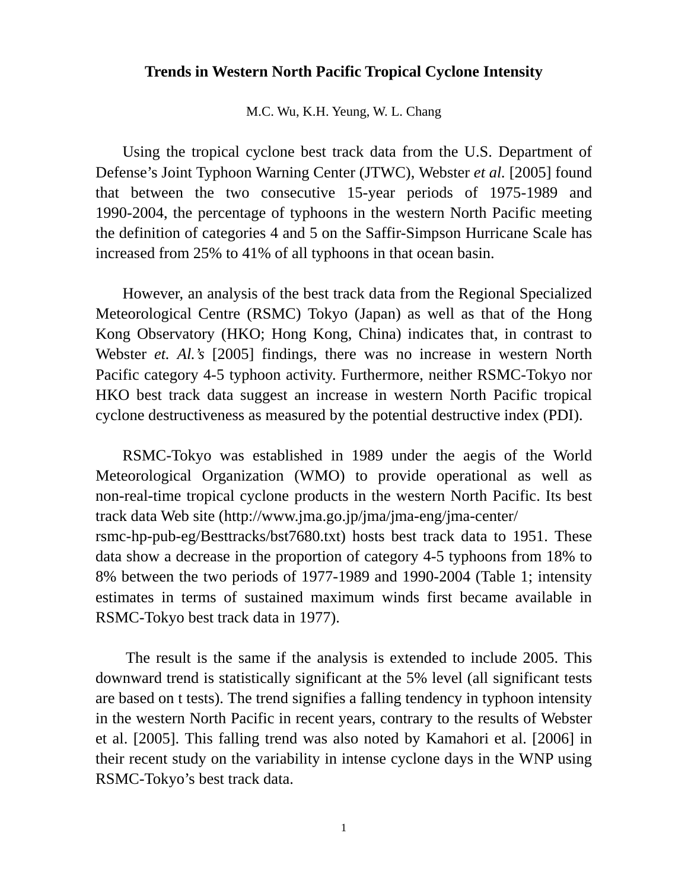# Trends in Western North Pacific Tropical Cyclone Intensity

M.C. Wu, K.H. Yeung, W. L. Chang

Using the tropical cyclone best track data from the U.S. Department of Defense's Joint Typhoon Warning Center (JTWC), Webster *et al.* [2005] found that between the two consecutive 15-year periods of 1975-1989 and 1990-2004, the percentage of typhoons in the western North Pacific meeting the definition of categories 4 and 5 on the Saffir-Simpson Hurricane Scale has increased from 25% to 41% of all typhoons in that ocean basin.

However, an analysis of the best track data from the Regional Specialized Meteorological Centre (RSMC) Tokyo (Japan) as well as that of the Hong Kong Observatory (HKO; Hong Kong, China) indicates that, in contrast to Webster *et. Al.'s* [2005] findings, there was no increase in western North Pacific category 4-5 typhoon activity. Furthermore, neither RSMC-Tokyo nor HKO best track data suggest an increase in western North Pacific tropical cyclone destructiveness as measured by the potential destructive index (PDI).

RSMC-Tokyo was established in 1989 under the aegis of the World Meteorological Organization (WMO) to provide operational as well as non-real-time tropical cyclone products in the western North Pacific. Its best track data Web site (http://www.jma.go.jp/jma/jma-eng/jma-center/rsmc-hp-pub-eg/Besttracks/bst7680.txt) hosts best track data to 1951. These data show a decrease in the proportion of category 4-5 typhoons from 18% to 8% between the two periods of 1977-1989 and 1990-2004 (Table 1; intensity estimates in terms of sustained maximum winds first became available in RSMC-Tokyo best track data in 1977).

The result is the same if the analysis is extended to include 2005. This downward trend is statistically significant at the 5% level (all significant tests are based on t tests). The trend signifies a falling tendency in typhoon intensity in the western North Pacific in recent years, contrary to the results of Webster et al. [2005]. This falling trend was also noted by Kamahori et al. [2006] in their recent study on the variability in intense cyclone days in the WNP using RSMC-Tokyo's best track data.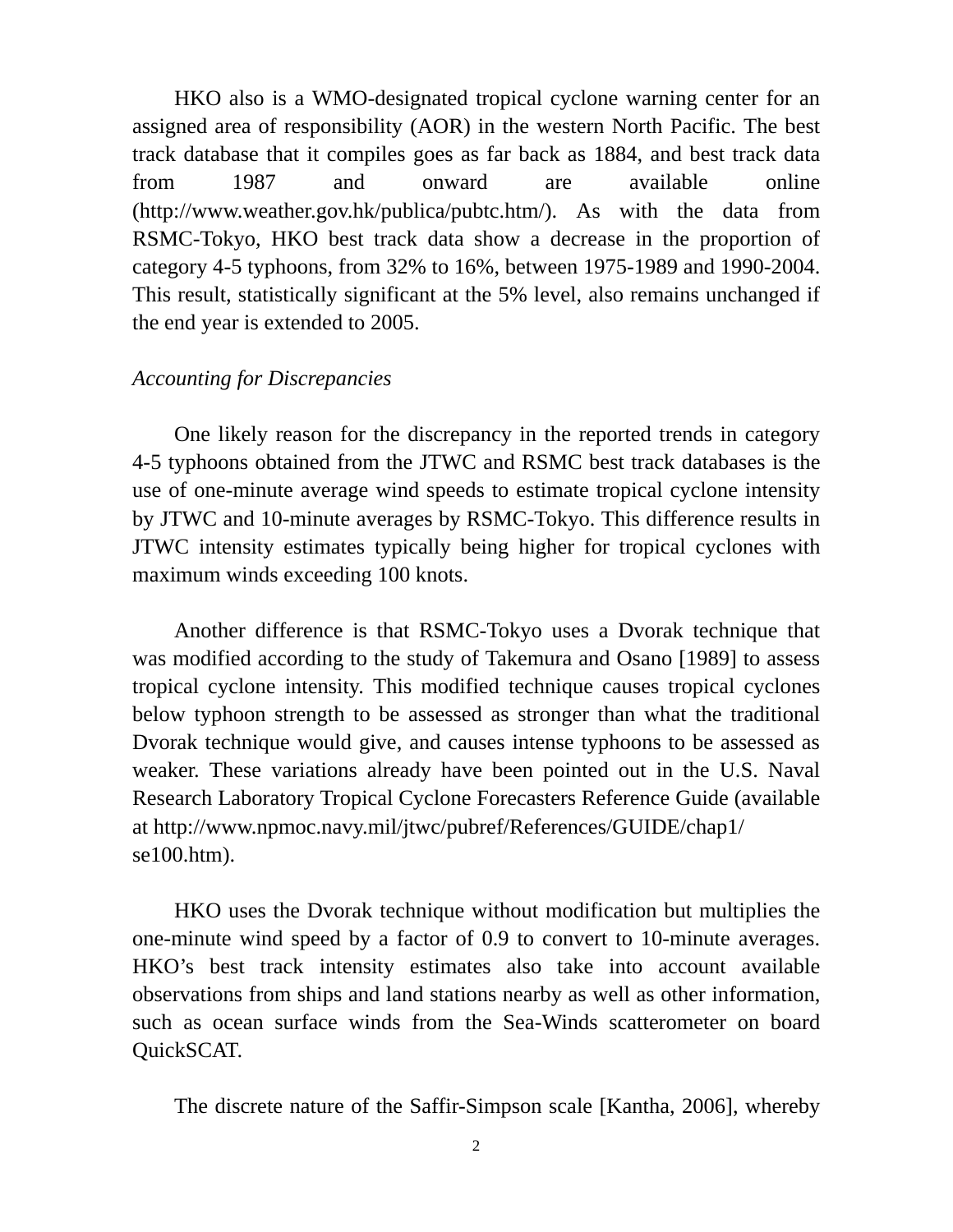HKO also is a WMO-designated tropical cyclone warning center for an assigned area of responsibility (AOR) in the western North Pacific. The best track database that it compiles goes as far back as 1884, and best track data from 1987 and onward are available online (http://www.weather.gov.hk/publica/pubtc.htm/). As with the data from RSMC-Tokyo, HKO best track data show a decrease in the proportion of category 4-5 typhoons, from 32% to 16%, between 1975-1989 and 1990-2004. This result, statistically significant at the 5% level, also remains unchanged if the end year is extended to 2005.

*Accounting for Discrepancies*

One likely reason for the discrepancy in the reported trends in category 4-5 typhoons obtained from the JTWC and RSMC best track databases is the use of one-minute average wind speeds to estimate tropical cyclone intensity by JTWC and 10-minute averages by RSMC-Tokyo. This difference results in JTWC intensity estimates typically being higher for tropical cyclones with maximum winds exceeding 100 knots.

Another difference is that RSMC-Tokyo uses a Dvorak technique that was modified according to the study of Takemura and Osano [1989] to assess tropical cyclone intensity. This modified technique causes tropical cyclones below typhoon strength to be assessed as stronger than what the traditional Dvorak technique would give, and causes intense typhoons to be assessed as weaker. These variations already have been pointed out in the U.S. Naval Research Laboratory Tropical Cyclone Forecasters Reference Guide (available at http://www.npmoc.navy.mil/jtwc/pubref/References/GUIDE/chap1/se100.htm).

HKO uses the Dvorak technique without modification but multiplies the one-minute wind speed by a factor of 0.9 to convert to 10-minute averages. HKO's best track intensity estimates also take into account available observations from ships and land stations nearby as well as other information, such as ocean surface winds from the Sea-Winds scatterometer on board QuickSCAT.

The discrete nature of the Saffir-Simpson scale [Kantha, 2006], whereby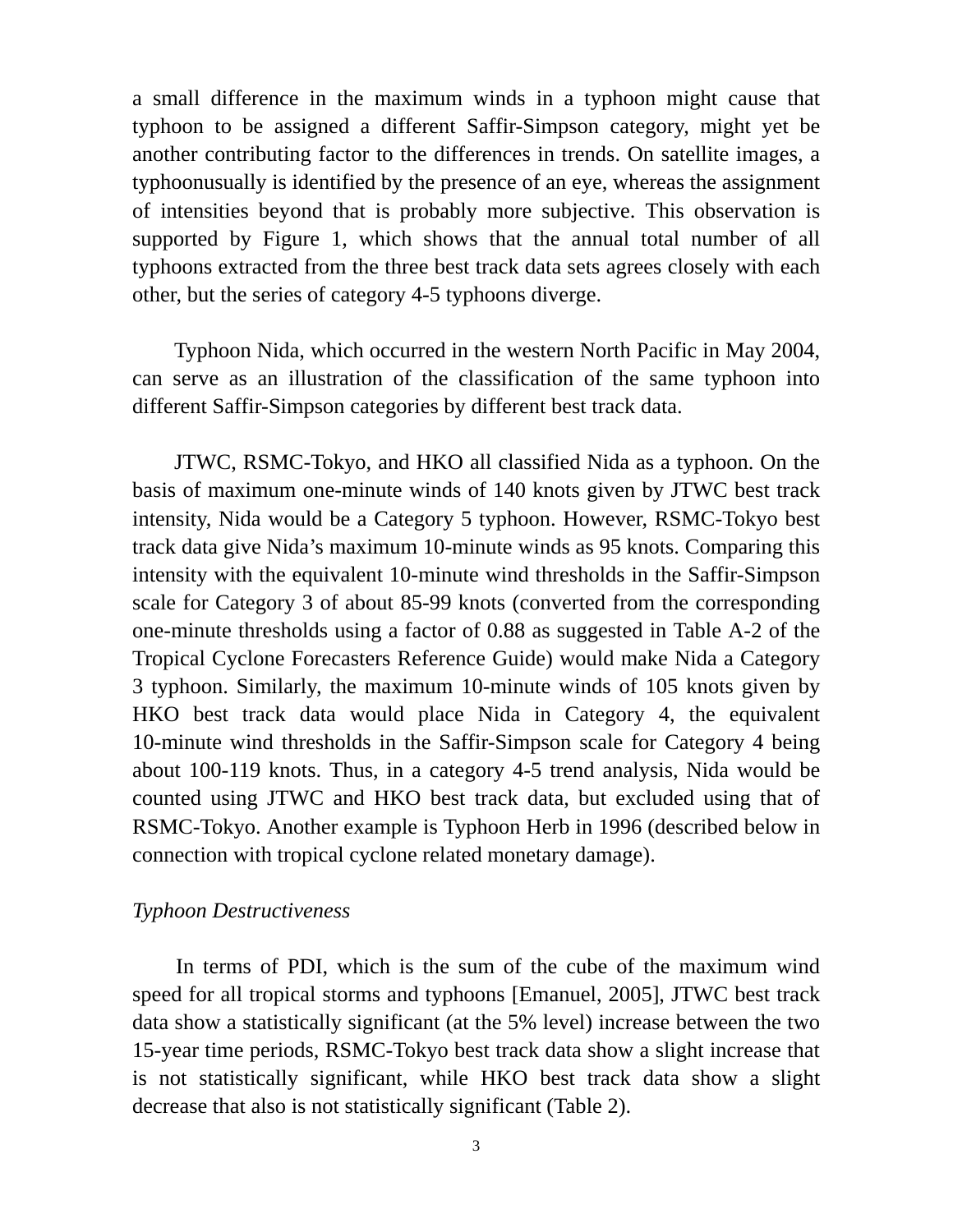a small difference in the maximum winds in a typhoon might cause that typhoon to be assigned a different Saffir-Simpson category, might yet be another contributing factor to the differences in trends. On satellite images, a typhoonusually is identified by the presence of an eye, whereas the assignment of intensities beyond that is probably more subjective. This observation is supported by Figure 1, which shows that the annual total number of all typhoons extracted from the three best track data sets agrees closely with each other, but the series of category 4-5 typhoons diverge.

Typhoon Nida, which occurred in the western North Pacific in May 2004, can serve as an illustration of the classification of the same typhoon into different Saffir-Simpson categories by different best track data.

JTWC, RSMC-Tokyo, and HKO all classified Nida as a typhoon. On the basis of maximum one-minute winds of 140 knots given by JTWC best track intensity, Nida would be a Category 5 typhoon. However, RSMC-Tokyo best track data give Nida's maximum 10-minute winds as 95 knots. Comparing this intensity with the equivalent 10-minute wind thresholds in the Saffir-Simpson scale for Category 3 of about 85-99 knots (converted from the corresponding one-minute thresholds using a factor of 0.88 as suggested in Table A-2 of the Tropical Cyclone Forecasters Reference Guide) would make Nida a Category 3 typhoon. Similarly, the maximum 10-minute winds of 105 knots given by HKO best track data would place Nida in Category 4, the equivalent 10-minute wind thresholds in the Saffir-Simpson scale for Category 4 being about 100-119 knots. Thus, in a category 4-5 trend analysis, Nida would be counted using JTWC and HKO best track data, but excluded using that of RSMC-Tokyo. Another example is Typhoon Herb in 1996 (described below in connection with tropical cyclone related monetary damage).

*Typhoon Destructiveness*

In terms of PDI, which is the sum of the cube of the maximum wind speed for all tropical storms and typhoons [Emanuel, 2005], JTWC best track data show a statistically significant (at the 5% level) increase between the two 15-year time periods, RSMC-Tokyo best track data show a slight increase that is not statistically significant, while HKO best track data show a slight decrease that also is not statistically significant (Table 2).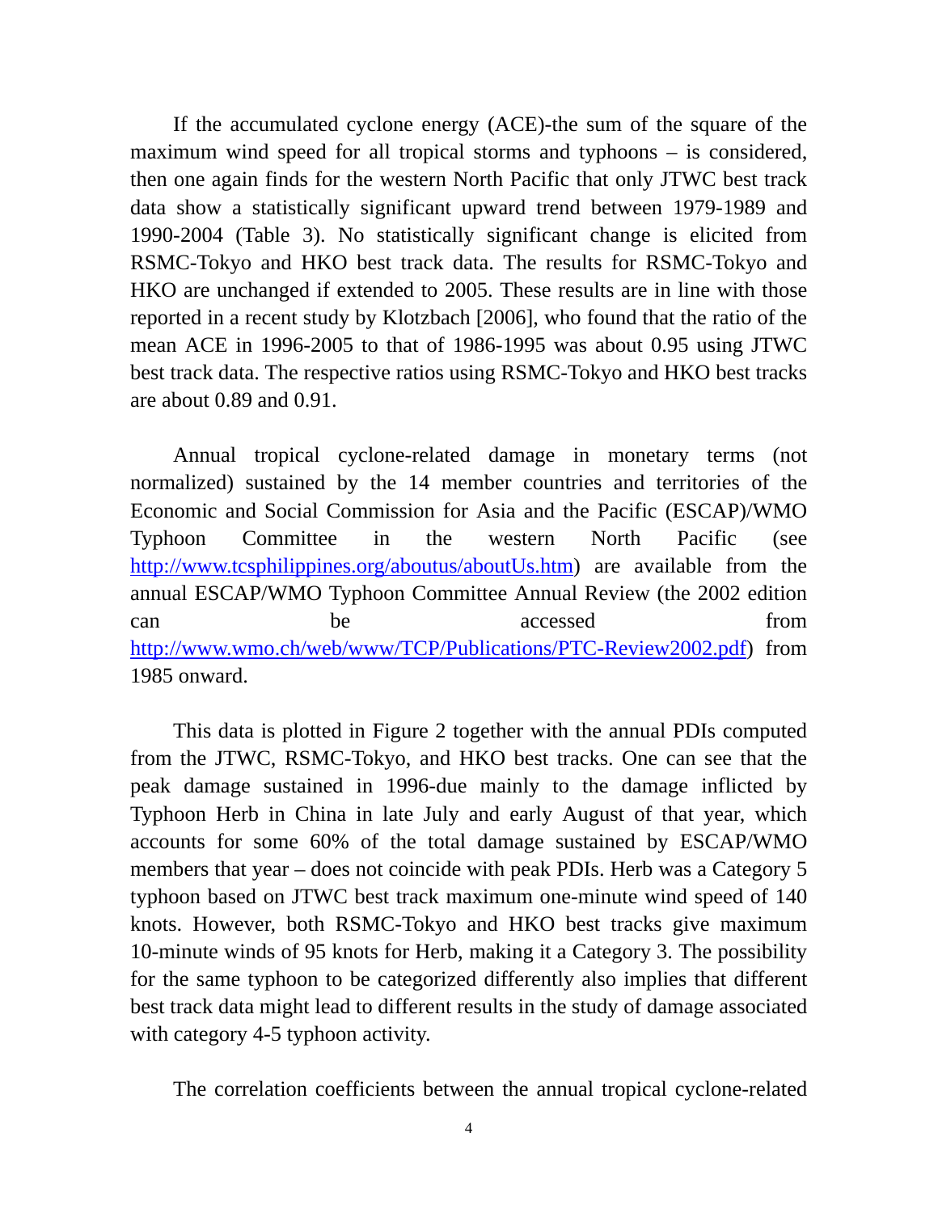If the accumulated cyclone energy (ACE)-the sum of the square of the maximum wind speed for all tropical storms and typhoons – is considered, then one again finds for the western North Pacific that only JTWC best track data show a statistically significant upward trend between 1979-1989 and 1990-2004 (Table 3). No statistically significant change is elicited from RSMC-Tokyo and HKO best track data. The results for RSMC-Tokyo and HKO are unchanged if extended to 2005. These results are in line with those reported in a recent study by Klotzbach [2006], who found that the ratio of the mean ACE in 1996-2005 to that of 1986-1995 was about 0.95 using JTWC best track data. The respective ratios using RSMC-Tokyo and HKO best tracks are about 0.89 and 0.91.

Annual tropical cyclone-related damage in monetary terms (not normalized) sustained by the 14 member countries and territories of the Economic and Social Commission for Asia and the Pacific (ESCAP)/WMO Typhoon Committee in the western North Pacific (see http://www.tcsphilippines.org/aboutus/aboutUs.htm) are available from the annual ESCAP/WMO Typhoon Committee Annual Review (the 2002 edition can be accessed from http://www.wmo.ch/web/www/TCP/Publications/PTC-Review2002.pdf) from 1985 onward.

This data is plotted in Figure 2 together with the annual PDIs computed from the JTWC, RSMC-Tokyo, and HKO best tracks. One can see that the peak damage sustained in 1996-due mainly to the damage inflicted by Typhoon Herb in China in late July and early August of that year, which accounts for some 60% of the total damage sustained by ESCAP/WMO members that year – does not coincide with peak PDIs. Herb was a Category 5 typhoon based on JTWC best track maximum one-minute wind speed of 140 knots. However, both RSMC-Tokyo and HKO best tracks give maximum 10-minute winds of 95 knots for Herb, making it a Category 3. The possibility for the same typhoon to be categorized differently also implies that different best track data might lead to different results in the study of damage associated with category 4-5 typhoon activity.

The correlation coefficients between the annual tropical cyclone-related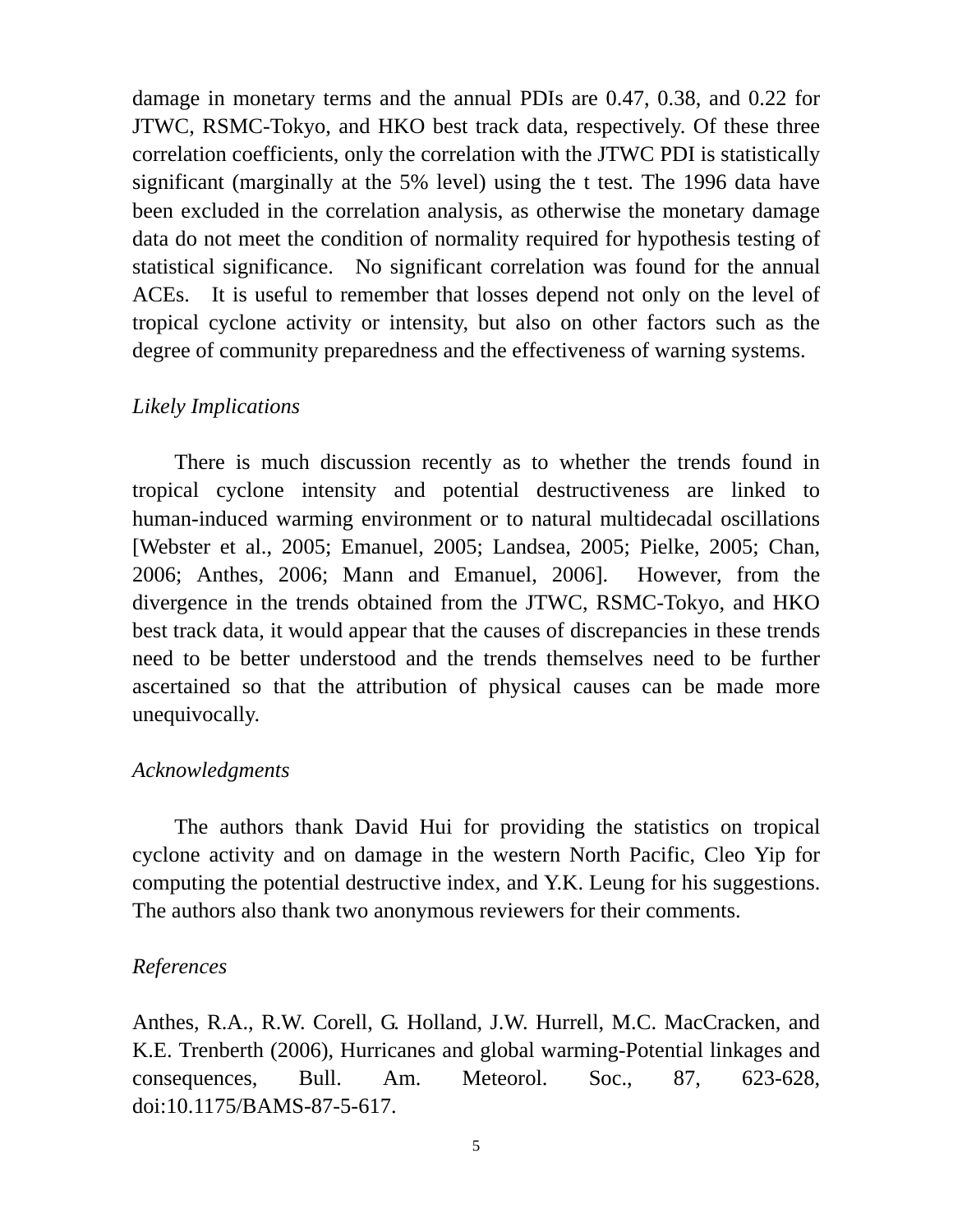damage in monetary terms and the annual PDIs are 0.47, 0.38, and 0.22 for JTWC, RSMC-Tokyo, and HKO best track data, respectively. Of these three correlation coefficients, only the correlation with the JTWC PDI is statistically significant (marginally at the 5% level) using the t test. The 1996 data have been excluded in the correlation analysis, as otherwise the monetary damage data do not meet the condition of normality required for hypothesis testing of statistical significance. No significant correlation was found for the annual ACEs. It is useful to remember that losses depend not only on the level of tropical cyclone activity or intensity, but also on other factors such as the degree of community preparedness and the effectiveness of warning systems.

*Likely Implications*

There is much discussion recently as to whether the trends found in tropical cyclone intensity and potential destructiveness are linked to human-induced warming environment or to natural multidecadal oscillations [Webster et al., 2005; Emanuel, 2005; Landsea, 2005; Pielke, 2005; Chan, 2006; Anthes, 2006; Mann and Emanuel, 2006]. However, from the divergence in the trends obtained from the JTWC, RSMC-Tokyo, and HKO best track data, it would appear that the causes of discrepancies in these trends need to be better understood and the trends themselves need to be further ascertained so that the attribution of physical causes can be made more unequivocally.

*Acknowledgments*

The authors thank David Hui for providing the statistics on tropical cyclone activity and on damage in the western North Pacific, Cleo Yip for computing the potential destructive index, and Y.K. Leung for his suggestions. The authors also thank two anonymous reviewers for their comments.

*References*

Anthes, R.A., R.W. Corell, G. Holland, J.W. Hurrell, M.C. MacCracken, and K.E. Trenberth (2006), Hurricanes and global warming-Potential linkages and consequences, Bull. Am. Meteorol. Soc., 87, 623-628, doi:10.1175/BAMS-87-5-617.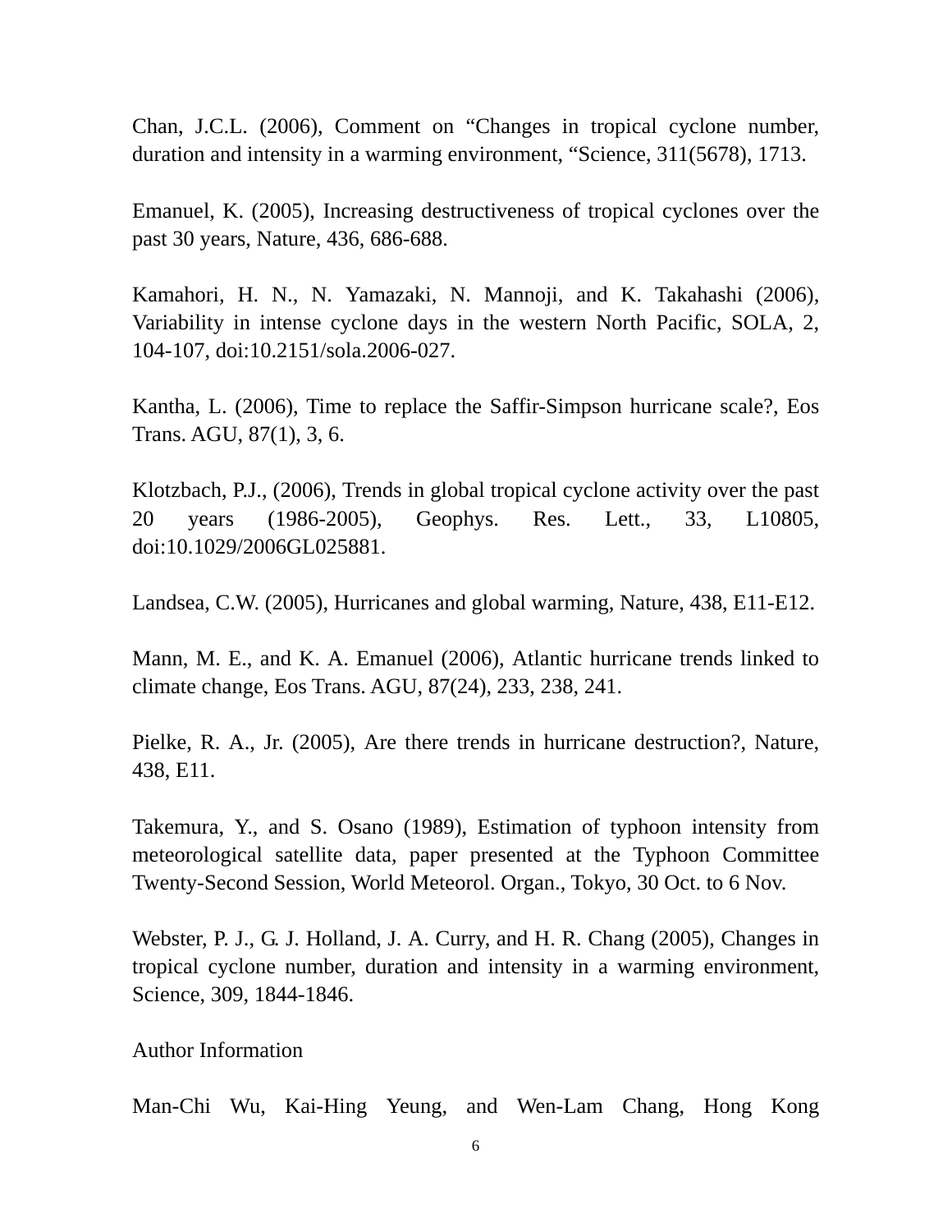Chan, J.C.L. (2006), Comment on “Changes in tropical cyclone number, duration and intensity in a warming environment, “Science, 311(5678), 1713.

Emanuel, K. (2005), Increasing destructiveness of tropical cyclones over the past 30 years, Nature, 436, 686-688.

Kamahori, H. N., N. Yamazaki, N. Mannoji, and K. Takahashi (2006), Variability in intense cyclone days in the western North Pacific, SOLA, 2, 104-107, doi:10.2151/sola.2006-027.

Kantha, L. (2006), Time to replace the Saffir-Simpson hurricane scale?, Eos Trans. AGU, 87(1), 3, 6.

Klotzbach, P.J., (2006), Trends in global tropical cyclone activity over the past 20 years (1986-2005), Geophys. Res. Lett., 33, L10805, doi:10.1029/2006GL025881.

Landsea, C.W. (2005), Hurricanes and global warming, Nature, 438, E11-E12.

Mann, M. E., and K. A. Emanuel (2006), Atlantic hurricane trends linked to climate change, Eos Trans. AGU, 87(24), 233, 238, 241.

Pielke, R. A., Jr. (2005), Are there trends in hurricane destruction?, Nature, 438, E11.

Takemura, Y., and S. Osano (1989), Estimation of typhoon intensity from meteorological satellite data, paper presented at the Typhoon Committee Twenty-Second Session, World Meteorol. Organ., Tokyo, 30 Oct. to 6 Nov.

Webster, P. J., G. J. Holland, J. A. Curry, and H. R. Chang (2005), Changes in tropical cyclone number, duration and intensity in a warming environment, Science, 309, 1844-1846.

Author Information

Man-Chi Wu, Kai-Hing Yeung, and Wen-Lam Chang, Hong Kong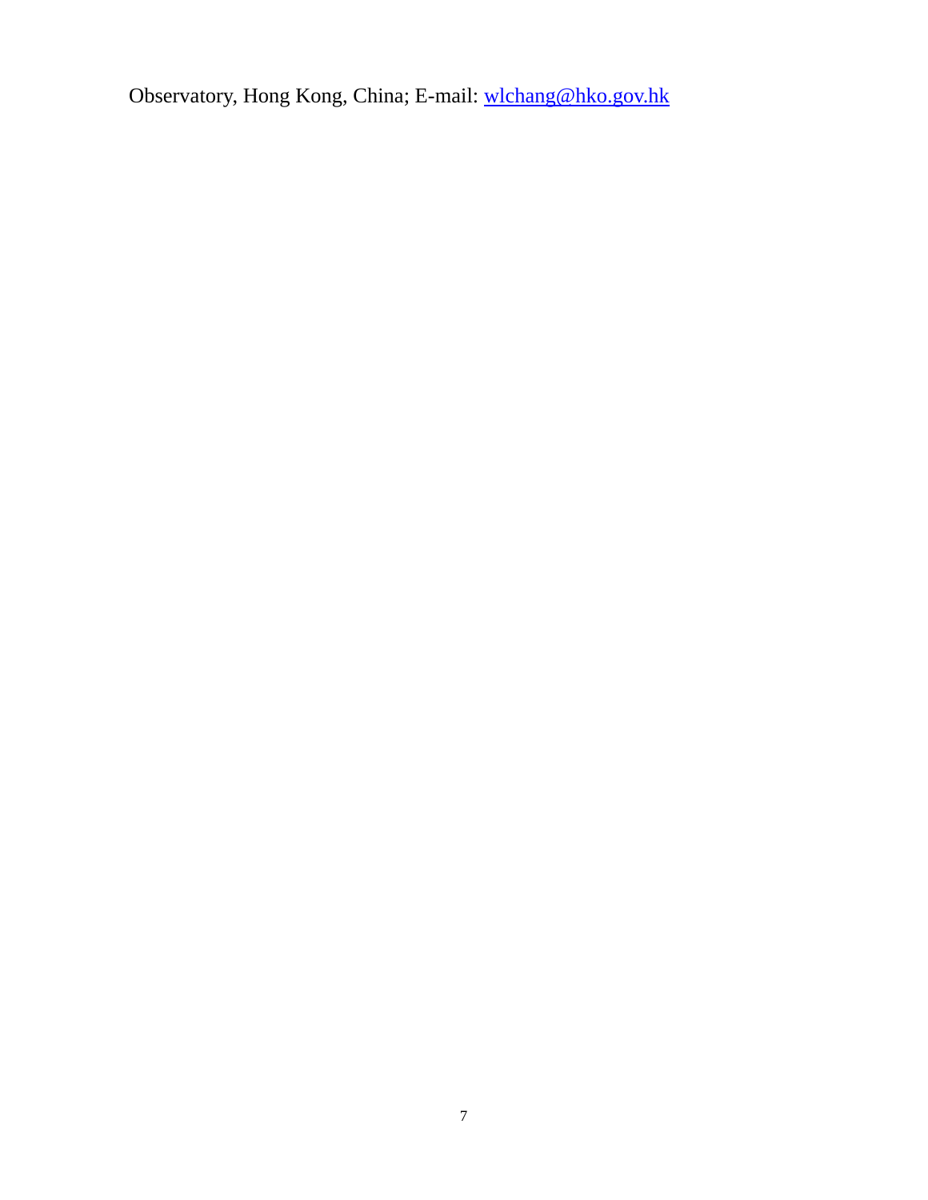Observatory, Hong Kong, China; E-mail: [wlchang@hko.gov.hk](mailto:wlchang@hko.gov.hk)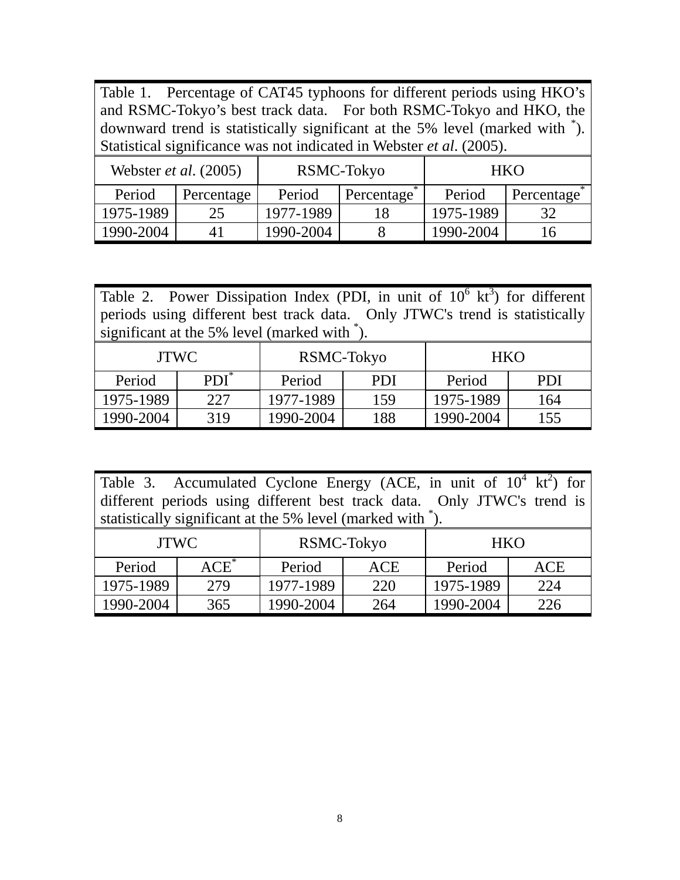Table 1. Percentage of CAT45 typhoons for different periods using HKO's and RSMC-Tokyo's best track data. For both RSMC-Tokyo and HKO, the downward trend is statistically significant at the 5% level (marked with *). Statistical significance was not indicated in Webster *et al*. (2005).

| Webster *et al*. (2005) | | RSMC-Tokyo | | HKO | |
|---|---|---|---|---|---|
| Period | Percentage | Period | Percentage* | Period | Percentage* |
| 1975-1989 | 25 | 1977-1989 | 18 | 1975-1989 | 32 |
| 1990-2004 | 41 | 1990-2004 | 8 | 1990-2004 | 16 |

Table 2. Power Dissipation Index (PDI, in unit of $10^6$ $kt^3$) for different periods using different best track data. Only JTWC's trend is statistically significant at the 5% level (marked with *).

| JTWC | | RSMC-Tokyo | | HKO | |
|---|---|---|---|---|---|
| Period | PDI* | Period | PDI | Period | PDI |
| 1975-1989 | 227 | 1977-1989 | 159 | 1975-1989 | 164 |
| 1990-2004 | 319 | 1990-2004 | 188 | 1990-2004 | 155 |

Table 3. Accumulated Cyclone Energy (ACE, in unit of $10^4$ $kt^2$) for different periods using different best track data. Only JTWC's trend is statistically significant at the 5% level (marked with *).

| JTWC | | RSMC-Tokyo | | HKO | |
|---|---|---|---|---|---|
| Period | ACE* | Period | ACE | Period | ACE |
| 1975-1989 | 279 | 1977-1989 | 220 | 1975-1989 | 224 |
| 1990-2004 | 365 | 1990-2004 | 264 | 1990-2004 | 226 |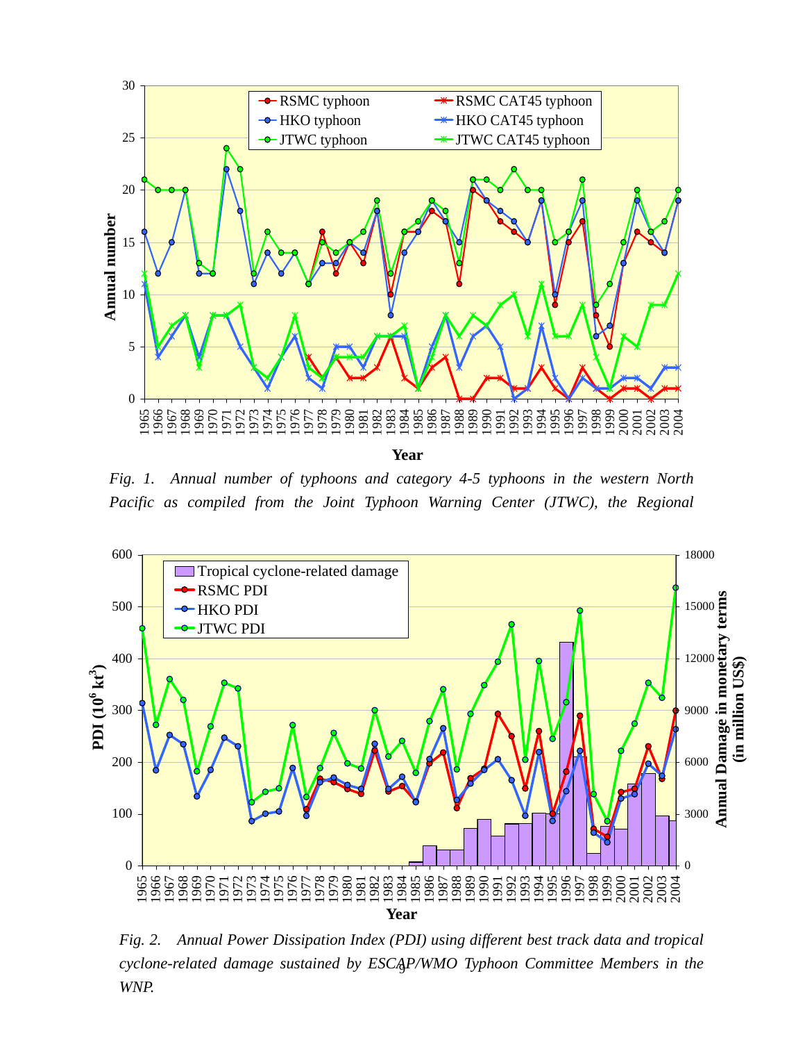30
25
20
15
10
5
0

Annual number

RSMC typhoon
RSMC CAT45 typhoon
HKO typhoon
HKO CAT45 typhoon
JTWC typhoon
JTWC CAT45 typhoon

1965 1966 1967 1968 1969 1970 1971 1972 1973 1974 1975 1976 1977 1978 1979 1980 1981 1982 1983 1984 1985 1986 1987 1988 1989 1990 1991 1992 1993 1994 1995 1996 1997 1998 1999 2000 2001 2002 2003 2004

Year

*Fig. 1. Annual number of typhoons and category 4-5 typhoons in the western North Pacific as compiled from the Joint Typhoon Warning Center (JTWC), the Regional*

600
500
400
300
200
100
0

PDI ($10^6$ kt$^3$)

18000
15000
12000
9000
6000
3000
0

Annual Damage in monetary terms (in million US$)

Tropical cyclone-related damage
RSMC PDI
HKO PDI
JTWC PDI

1965 1966 1967 1968 1969 1970 1971 1972 1973 1974 1975 1976 1977 1978 1979 1980 1981 1982 1983 1984 1985 1986 1987 1988 1989 1990 1991 1992 1993 1994 1995 1996 1997 1998 1999 2000 2001 2002 2003 2004

Year

*Fig. 2. Annual Power Dissipation Index (PDI) using different best track data and tropical cyclone-related damage sustained by ESCAP/WMO Typhoon Committee Members in the WNP.*